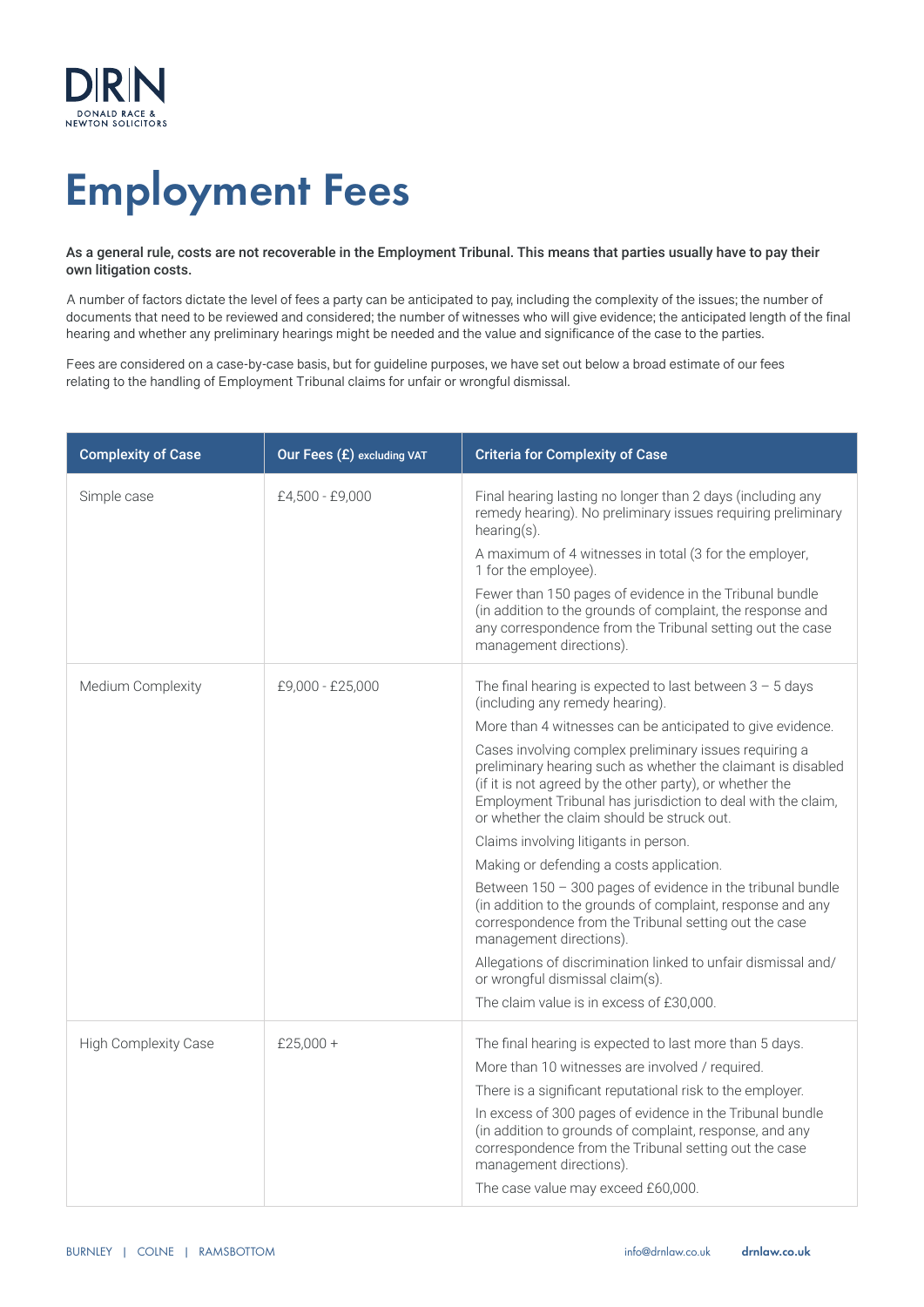# Employment Fees

**As a general rule, costs are not recoverable in the Employment Tribunal. This means that parties usually have to pay their own litigation costs.**

A number of factors dictate the level of fees a party can be anticipated to pay, including the complexity of the issues; the number of documents that need to be reviewed and considered; the number of witnesses who will give evidence; the anticipated length of the final hearing and whether any preliminary hearings might be needed and the value and significance of the case to the parties.

Fees are considered on a case-by-case basis, but for guideline purposes, we have set out below a broad estimate of our fees relating to the handling of Employment Tribunal claims for unfair or wrongful dismissal.

| Complexity of Case | Our Fees (£) excluding VAT | Criteria for Complexity of Case |
|---|---|---|
| Simple case | £4,500 - £9,000 | Final hearing lasting no longer than 2 days (including any remedy hearing). No preliminary issues requiring preliminary hearing(s).<br>A maximum of 4 witnesses in total (3 for the employer, 1 for the employee).<br>Fewer than 150 pages of evidence in the Tribunal bundle (in addition to the grounds of complaint, the response and any correspondence from the Tribunal setting out the case management directions). |
| Medium Complexity | £9,000 - £25,000 | The final hearing is expected to last between 3 – 5 days (including any remedy hearing).<br>More than 4 witnesses can be anticipated to give evidence.<br>Cases involving complex preliminary issues requiring a preliminary hearing such as whether the claimant is disabled (if it is not agreed by the other party), or whether the Employment Tribunal has jurisdiction to deal with the claim, or whether the claim should be struck out.<br>Claims involving litigants in person.<br>Making or defending a costs application.<br>Between 150 – 300 pages of evidence in the tribunal bundle (in addition to the grounds of complaint, response and any correspondence from the Tribunal setting out the case management directions).<br>Allegations of discrimination linked to unfair dismissal and/or wrongful dismissal claim(s).<br>The claim value is in excess of £30,000. |
| High Complexity Case | £25,000 + | The final hearing is expected to last more than 5 days.<br>More than 10 witnesses are involved / required.<br>There is a significant reputational risk to the employer.<br>In excess of 300 pages of evidence in the Tribunal bundle (in addition to grounds of complaint, response, and any correspondence from the Tribunal setting out the case management directions).<br>The case value may exceed £60,000. |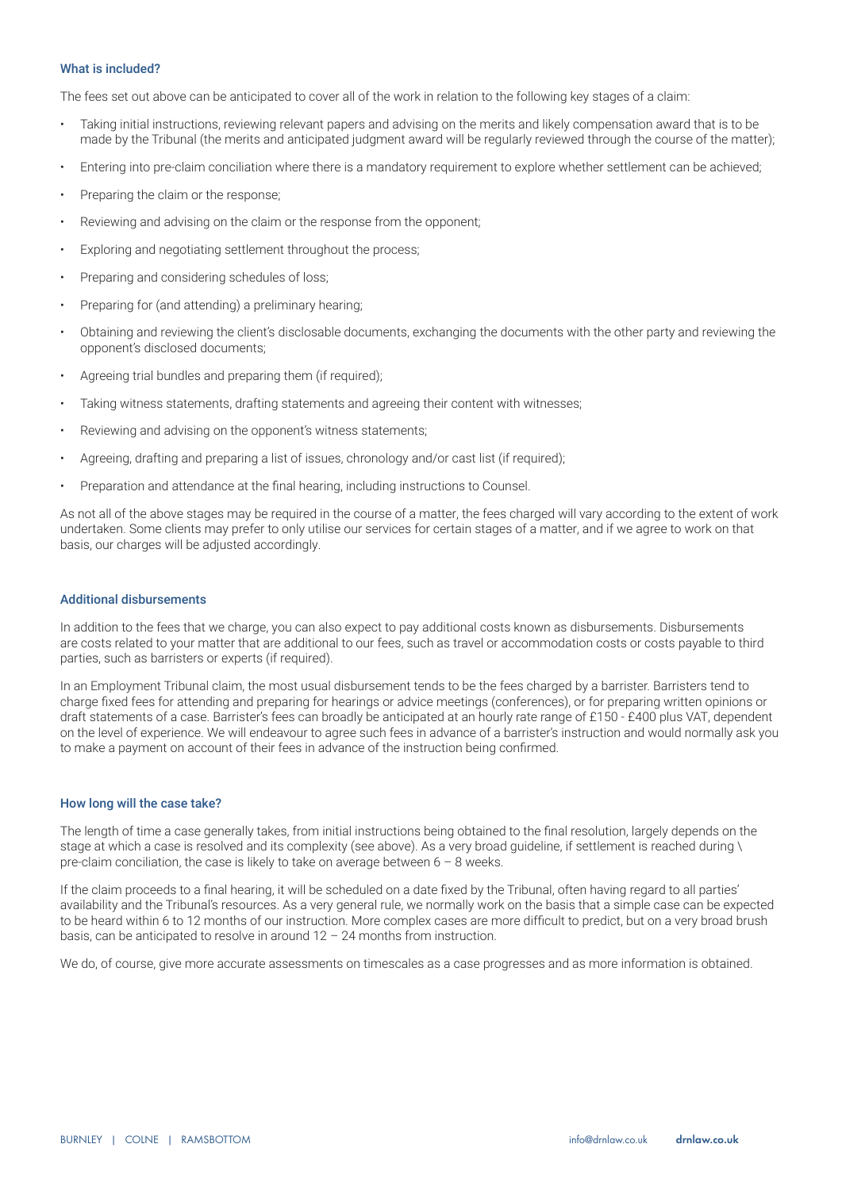### What is included?

The fees set out above can be anticipated to cover all of the work in relation to the following key stages of a claim:

- Taking initial instructions, reviewing relevant papers and advising on the merits and likely compensation award that is to be made by the Tribunal (the merits and anticipated judgment award will be regularly reviewed through the course of the matter);
- Entering into pre-claim conciliation where there is a mandatory requirement to explore whether settlement can be achieved;
- Preparing the claim or the response;
- Reviewing and advising on the claim or the response from the opponent;
- Exploring and negotiating settlement throughout the process;
- Preparing and considering schedules of loss;
- Preparing for (and attending) a preliminary hearing;
- Obtaining and reviewing the client's disclosable documents, exchanging the documents with the other party and reviewing the opponent's disclosed documents;
- Agreeing trial bundles and preparing them (if required);
- Taking witness statements, drafting statements and agreeing their content with witnesses;
- Reviewing and advising on the opponent's witness statements;
- Agreeing, drafting and preparing a list of issues, chronology and/or cast list (if required);
- Preparation and attendance at the final hearing, including instructions to Counsel.

As not all of the above stages may be required in the course of a matter, the fees charged will vary according to the extent of work undertaken. Some clients may prefer to only utilise our services for certain stages of a matter, and if we agree to work on that basis, our charges will be adjusted accordingly.

### Additional disbursements

In addition to the fees that we charge, you can also expect to pay additional costs known as disbursements. Disbursements are costs related to your matter that are additional to our fees, such as travel or accommodation costs or costs payable to third parties, such as barristers or experts (if required).

In an Employment Tribunal claim, the most usual disbursement tends to be the fees charged by a barrister. Barristers tend to charge fixed fees for attending and preparing for hearings or advice meetings (conferences), or for preparing written opinions or draft statements of a case. Barrister's fees can broadly be anticipated at an hourly rate range of £150 - £400 plus VAT, dependent on the level of experience. We will endeavour to agree such fees in advance of a barrister's instruction and would normally ask you to make a payment on account of their fees in advance of the instruction being confirmed.

### How long will the case take?

The length of time a case generally takes, from initial instructions being obtained to the final resolution, largely depends on the stage at which a case is resolved and its complexity (see above). As a very broad guideline, if settlement is reached during \ pre-claim conciliation, the case is likely to take on average between 6 – 8 weeks.

If the claim proceeds to a final hearing, it will be scheduled on a date fixed by the Tribunal, often having regard to all parties' availability and the Tribunal's resources. As a very general rule, we normally work on the basis that a simple case can be expected to be heard within 6 to 12 months of our instruction. More complex cases are more difficult to predict, but on a very broad brush basis, can be anticipated to resolve in around 12 – 24 months from instruction.

We do, of course, give more accurate assessments on timescales as a case progresses and as more information is obtained.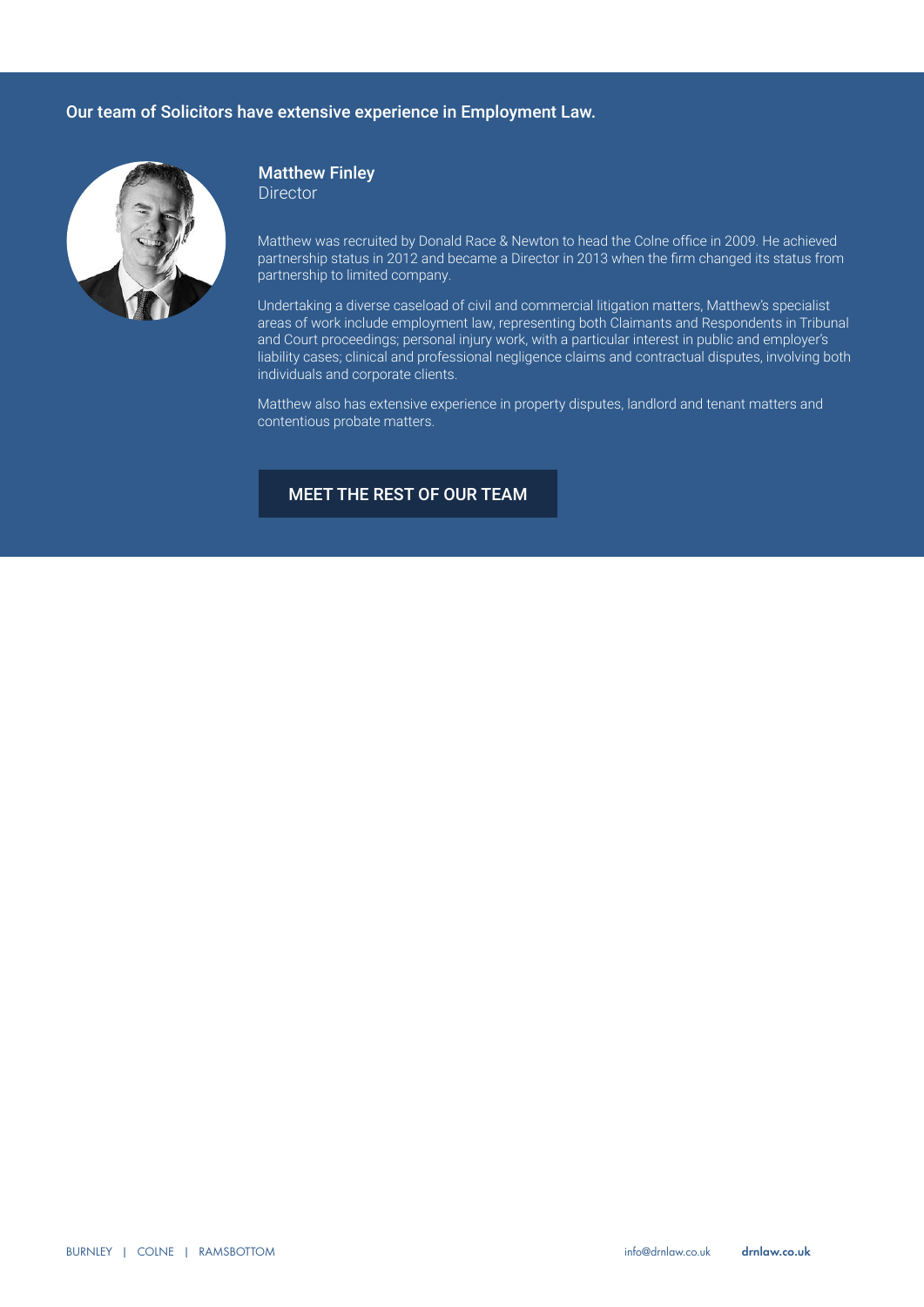## Our team of Solicitors have extensive experience in Employment Law.

### Matthew Finley
Director

Matthew was recruited by Donald Race & Newton to head the Colne office in 2009. He achieved partnership status in 2012 and became a Director in 2013 when the firm changed its status from partnership to limited company.

Undertaking a diverse caseload of civil and commercial litigation matters, Matthew's specialist areas of work include employment law, representing both Claimants and Respondents in Tribunal and Court proceedings; personal injury work, with a particular interest in public and employer's liability cases; clinical and professional negligence claims and contractual disputes, involving both individuals and corporate clients.

Matthew also has extensive experience in property disputes, landlord and tenant matters and contentious probate matters.

MEET THE REST OF OUR TEAM